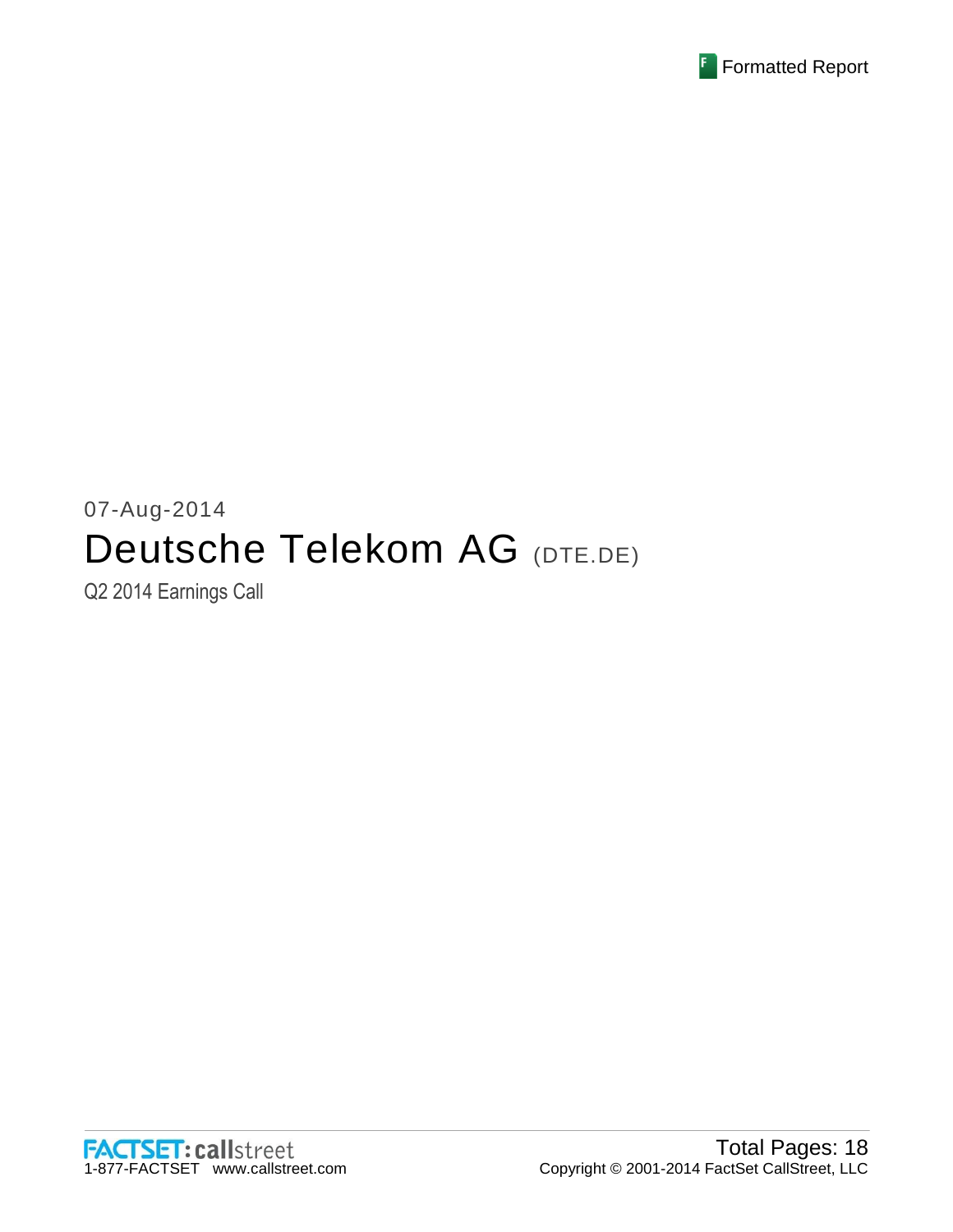Formatted Report

07-Aug-2014

# Deutsche Telekom AG (DTE.DE)

Q2 2014 Earnings Call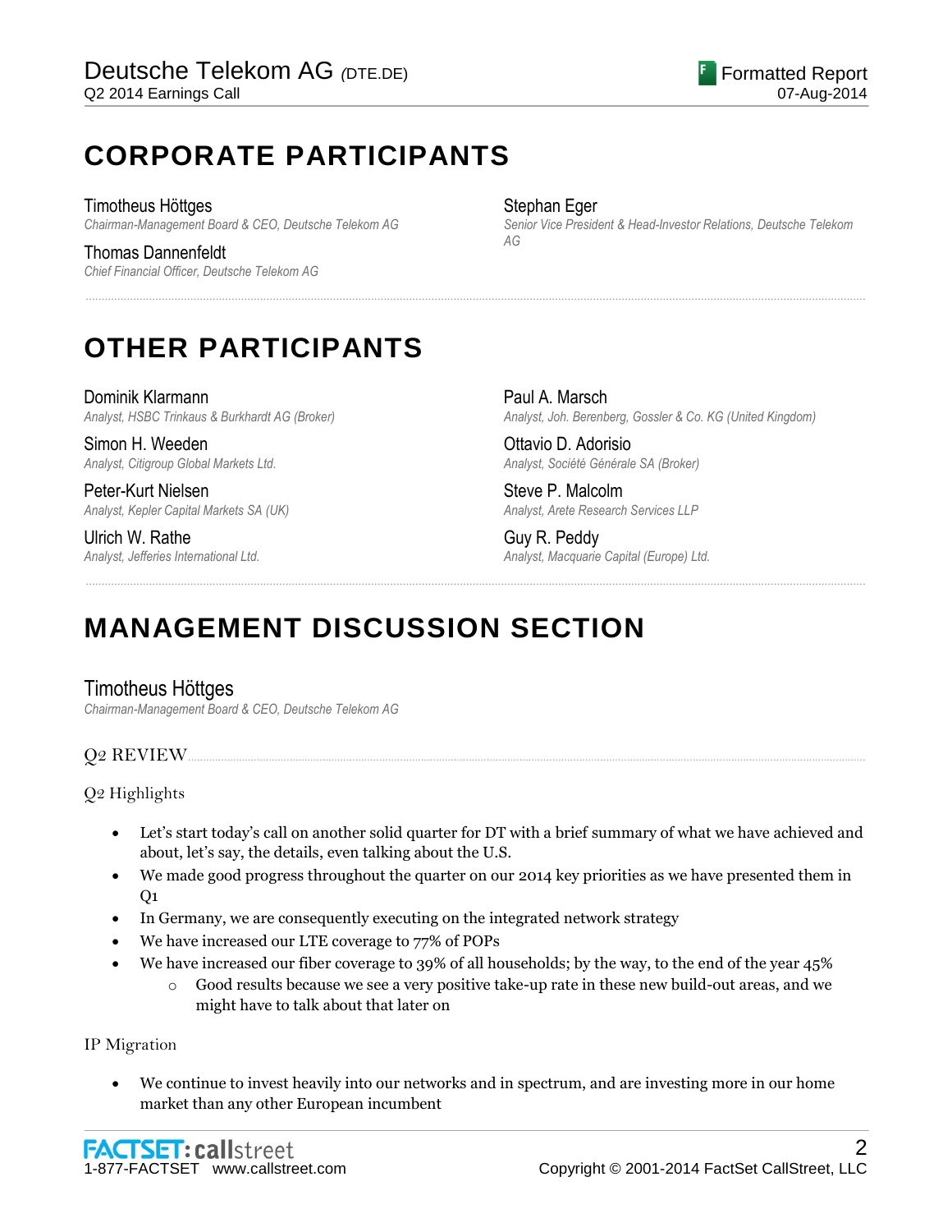# CORPORATE PARTICIPANTS

Timotheus Höttges
*Chairman-Management Board & CEO, Deutsche Telekom AG*

Thomas Dannenfeldt
*Chief Financial Officer, Deutsche Telekom AG*

Stephan Eger
*Senior Vice President & Head-Investor Relations, Deutsche Telekom AG*

# OTHER PARTICIPANTS

Dominik Klarmann
*Analyst, HSBC Trinkaus & Burkhardt AG (Broker)*

Simon H. Weeden
*Analyst, Citigroup Global Markets Ltd.*

Peter-Kurt Nielsen
*Analyst, Kepler Capital Markets SA (UK)*

Ulrich W. Rathe
*Analyst, Jefferies International Ltd.*

Paul A. Marsch
*Analyst, Joh. Berenberg, Gossler & Co. KG (United Kingdom)*

Ottavio D. Adorisio
*Analyst, Société Générale SA (Broker)*

Steve P. Malcolm
*Analyst, Arete Research Services LLP*

Guy R. Peddy
*Analyst, Macquarie Capital (Europe) Ltd.*

# MANAGEMENT DISCUSSION SECTION

Timotheus Höttges
*Chairman-Management Board & CEO, Deutsche Telekom AG*

## Q2 REVIEW

### Q2 Highlights

- Let's start today's call on another solid quarter for DT with a brief summary of what we have achieved and about, let's say, the details, even talking about the U.S.
- We made good progress throughout the quarter on our 2014 key priorities as we have presented them in Q1
- In Germany, we are consequently executing on the integrated network strategy
- We have increased our LTE coverage to 77% of POPs
- We have increased our fiber coverage to 39% of all households; by the way, to the end of the year 45%
  - Good results because we see a very positive take-up rate in these new build-out areas, and we might have to talk about that later on

### IP Migration

- We continue to invest heavily into our networks and in spectrum, and are investing more in our home market than any other European incumbent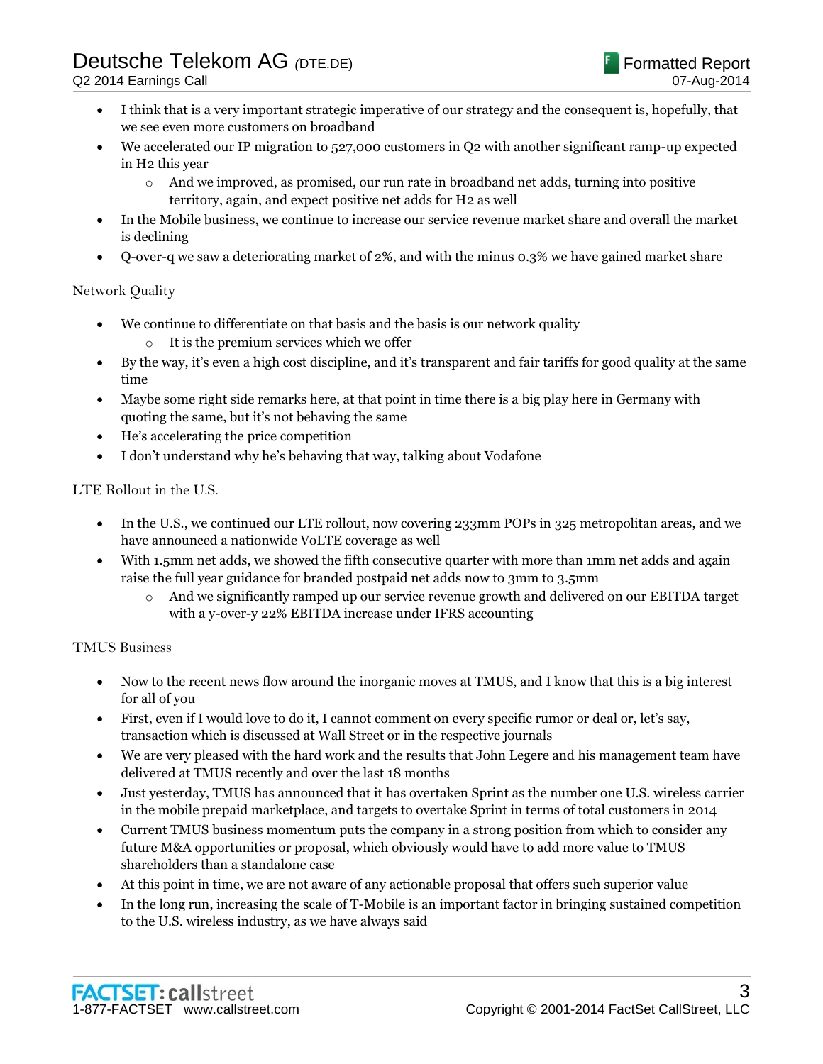- I think that is a very important strategic imperative of our strategy and the consequent is, hopefully, that we see even more customers on broadband
- We accelerated our IP migration to 527,000 customers in Q2 with another significant ramp-up expected in H2 this year
    - And we improved, as promised, our run rate in broadband net adds, turning into positive territory, again, and expect positive net adds for H2 as well
- In the Mobile business, we continue to increase our service revenue market share and overall the market is declining
- Q-over-q we saw a deteriorating market of 2%, and with the minus 0.3% we have gained market share

### Network Quality

- We continue to differentiate on that basis and the basis is our network quality
    - It is the premium services which we offer
- By the way, it's even a high cost discipline, and it's transparent and fair tariffs for good quality at the same time
- Maybe some right side remarks here, at that point in time there is a big play here in Germany with quoting the same, but it's not behaving the same
- He's accelerating the price competition
- I don't understand why he's behaving that way, talking about Vodafone

### LTE Rollout in the U.S.

- In the U.S., we continued our LTE rollout, now covering 233mm POPs in 325 metropolitan areas, and we have announced a nationwide VoLTE coverage as well
- With 1.5mm net adds, we showed the fifth consecutive quarter with more than 1mm net adds and again raise the full year guidance for branded postpaid net adds now to 3mm to 3.5mm
    - And we significantly ramped up our service revenue growth and delivered on our EBITDA target with a y-over-y 22% EBITDA increase under IFRS accounting

### TMUS Business

- Now to the recent news flow around the inorganic moves at TMUS, and I know that this is a big interest for all of you
- First, even if I would love to do it, I cannot comment on every specific rumor or deal or, let's say, transaction which is discussed at Wall Street or in the respective journals
- We are very pleased with the hard work and the results that John Legere and his management team have delivered at TMUS recently and over the last 18 months
- Just yesterday, TMUS has announced that it has overtaken Sprint as the number one U.S. wireless carrier in the mobile prepaid marketplace, and targets to overtake Sprint in terms of total customers in 2014
- Current TMUS business momentum puts the company in a strong position from which to consider any future M&A opportunities or proposal, which obviously would have to add more value to TMUS shareholders than a standalone case
- At this point in time, we are not aware of any actionable proposal that offers such superior value
- In the long run, increasing the scale of T-Mobile is an important factor in bringing sustained competition to the U.S. wireless industry, as we have always said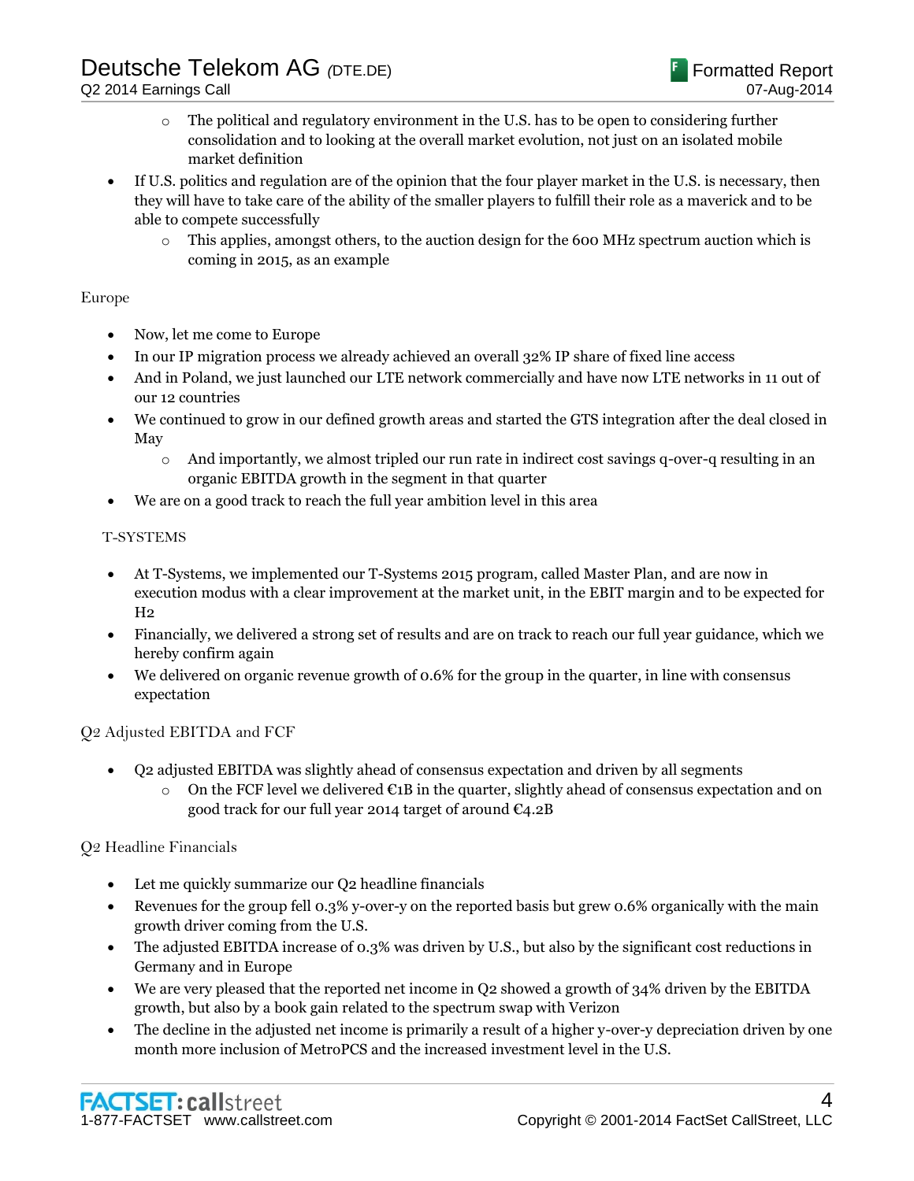- The political and regulatory environment in the U.S. has to be open to considering further consolidation and to looking at the overall market evolution, not just on an isolated mobile market definition
- If U.S. politics and regulation are of the opinion that the four player market in the U.S. is necessary, then they will have to take care of the ability of the smaller players to fulfill their role as a maverick and to be able to compete successfully
  - This applies, amongst others, to the auction design for the 600 MHz spectrum auction which is coming in 2015, as an example

### Europe

- Now, let me come to Europe
- In our IP migration process we already achieved an overall 32% IP share of fixed line access
- And in Poland, we just launched our LTE network commercially and have now LTE networks in 11 out of our 12 countries
- We continued to grow in our defined growth areas and started the GTS integration after the deal closed in May
  - And importantly, we almost tripled our run rate in indirect cost savings q-over-q resulting in an organic EBITDA growth in the segment in that quarter
- We are on a good track to reach the full year ambition level in this area

### T-SYSTEMS

- At T-Systems, we implemented our T-Systems 2015 program, called Master Plan, and are now in execution modus with a clear improvement at the market unit, in the EBIT margin and to be expected for H2
- Financially, we delivered a strong set of results and are on track to reach our full year guidance, which we hereby confirm again
- We delivered on organic revenue growth of 0.6% for the group in the quarter, in line with consensus expectation

### Q2 Adjusted EBITDA and FCF

- Q2 adjusted EBITDA was slightly ahead of consensus expectation and driven by all segments
  - On the FCF level we delivered €1B in the quarter, slightly ahead of consensus expectation and on good track for our full year 2014 target of around €4.2B

### Q2 Headline Financials

- Let me quickly summarize our Q2 headline financials
- Revenues for the group fell 0.3% y-over-y on the reported basis but grew 0.6% organically with the main growth driver coming from the U.S.
- The adjusted EBITDA increase of 0.3% was driven by U.S., but also by the significant cost reductions in Germany and in Europe
- We are very pleased that the reported net income in Q2 showed a growth of 34% driven by the EBITDA growth, but also by a book gain related to the spectrum swap with Verizon
- The decline in the adjusted net income is primarily a result of a higher y-over-y depreciation driven by one month more inclusion of MetroPCS and the increased investment level in the U.S.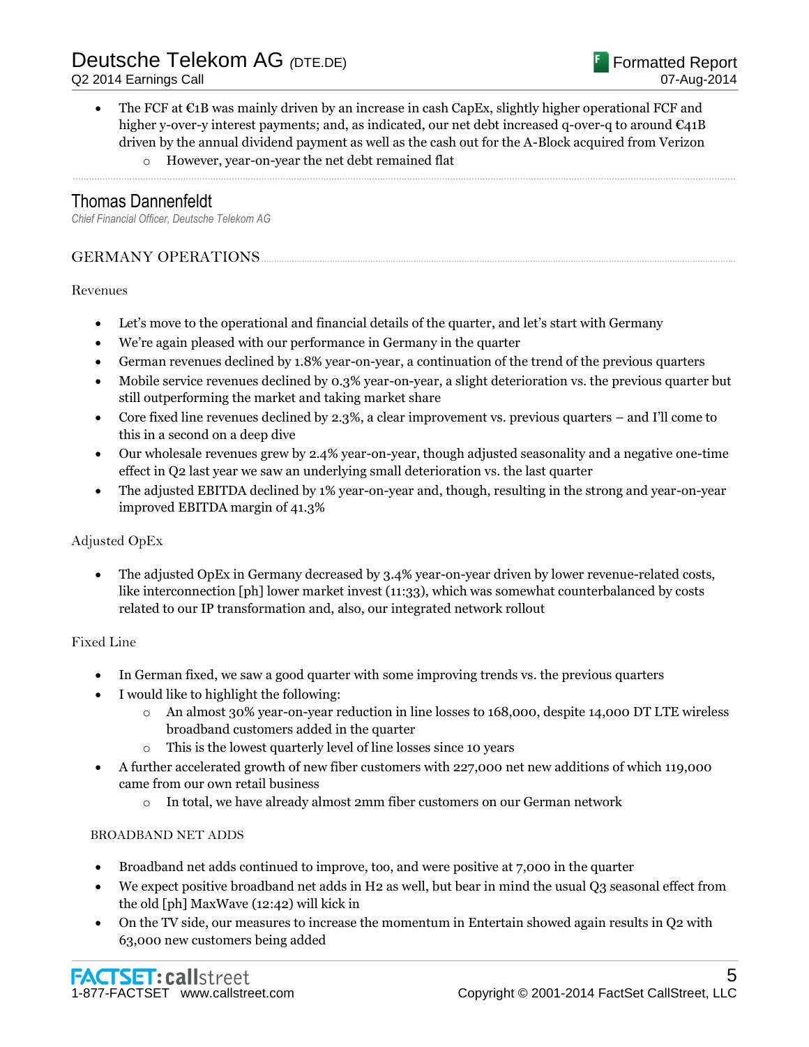- The FCF at €1B was mainly driven by an increase in cash CapEx, slightly higher operational FCF and higher y-over-y interest payments; and, as indicated, our net debt increased q-over-q to around €41B driven by the annual dividend payment as well as the cash out for the A-Block acquired from Verizon
    - However, year-on-year the net debt remained flat

## Thomas Dannenfeldt

*Chief Financial Officer, Deutsche Telekom AG*

### GERMANY OPERATIONS

#### Revenues

- Let's move to the operational and financial details of the quarter, and let's start with Germany
- We're again pleased with our performance in Germany in the quarter
- German revenues declined by 1.8% year-on-year, a continuation of the trend of the previous quarters
- Mobile service revenues declined by 0.3% year-on-year, a slight deterioration vs. the previous quarter but still outperforming the market and taking market share
- Core fixed line revenues declined by 2.3%, a clear improvement vs. previous quarters – and I'll come to this in a second on a deep dive
- Our wholesale revenues grew by 2.4% year-on-year, though adjusted seasonality and a negative one-time effect in Q2 last year we saw an underlying small deterioration vs. the last quarter
- The adjusted EBITDA declined by 1% year-on-year and, though, resulting in the strong and year-on-year improved EBITDA margin of 41.3%

#### Adjusted OpEx

- The adjusted OpEx in Germany decreased by 3.4% year-on-year driven by lower revenue-related costs, like interconnection [ph] lower market invest (11:33), which was somewhat counterbalanced by costs related to our IP transformation and, also, our integrated network rollout

#### Fixed Line

- In German fixed, we saw a good quarter with some improving trends vs. the previous quarters
- I would like to highlight the following:
    - An almost 30% year-on-year reduction in line losses to 168,000, despite 14,000 DT LTE wireless broadband customers added in the quarter
    - This is the lowest quarterly level of line losses since 10 years
- A further accelerated growth of new fiber customers with 227,000 net new additions of which 119,000 came from our own retail business
    - In total, we have already almost 2mm fiber customers on our German network

##### BROADBAND NET ADDS

- Broadband net adds continued to improve, too, and were positive at 7,000 in the quarter
- We expect positive broadband net adds in H2 as well, but bear in mind the usual Q3 seasonal effect from the old [ph] MaxWave (12:42) will kick in
- On the TV side, our measures to increase the momentum in Entertain showed again results in Q2 with 63,000 new customers being added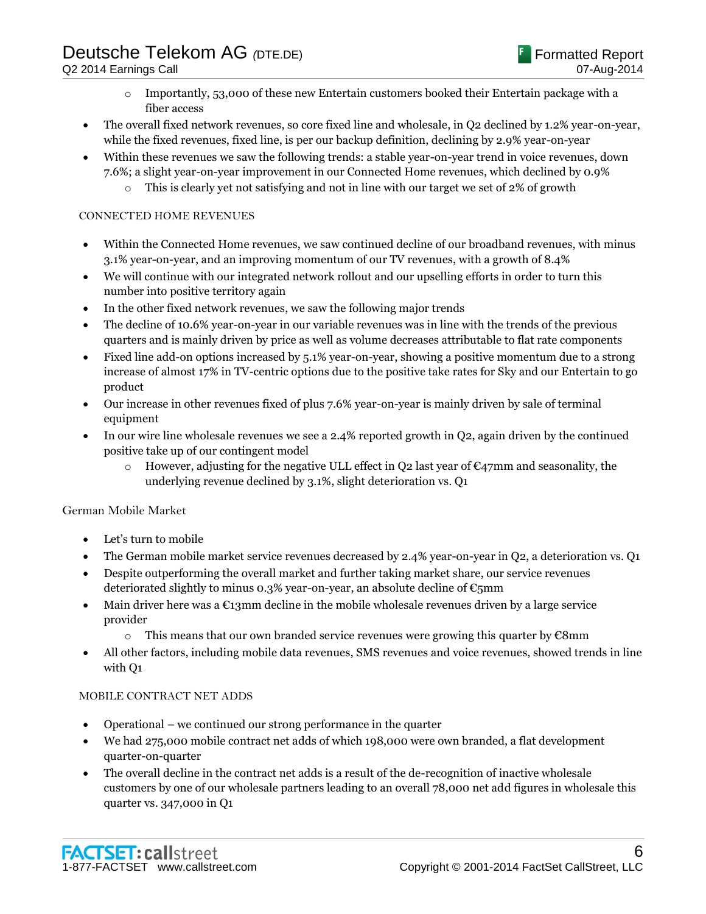- Importantly, 53,000 of these new Entertain customers booked their Entertain package with a fiber access

- The overall fixed network revenues, so core fixed line and wholesale, in Q2 declined by 1.2% year-on-year, while the fixed revenues, fixed line, is per our backup definition, declining by 2.9% year-on-year
- Within these revenues we saw the following trends: a stable year-on-year trend in voice revenues, down 7.6%; a slight year-on-year improvement in our Connected Home revenues, which declined by 0.9%
  - This is clearly yet not satisfying and not in line with our target we set of 2% of growth

### CONNECTED HOME REVENUES

- Within the Connected Home revenues, we saw continued decline of our broadband revenues, with minus 3.1% year-on-year, and an improving momentum of our TV revenues, with a growth of 8.4%
- We will continue with our integrated network rollout and our upselling efforts in order to turn this number into positive territory again
- In the other fixed network revenues, we saw the following major trends
- The decline of 10.6% year-on-year in our variable revenues was in line with the trends of the previous quarters and is mainly driven by price as well as volume decreases attributable to flat rate components
- Fixed line add-on options increased by 5.1% year-on-year, showing a positive momentum due to a strong increase of almost 17% in TV-centric options due to the positive take rates for Sky and our Entertain to go product
- Our increase in other revenues fixed of plus 7.6% year-on-year is mainly driven by sale of terminal equipment
- In our wire line wholesale revenues we see a 2.4% reported growth in Q2, again driven by the continued positive take up of our contingent model
  - However, adjusting for the negative ULL effect in Q2 last year of €47mm and seasonality, the underlying revenue declined by 3.1%, slight deterioration vs. Q1

## German Mobile Market

- Let's turn to mobile
- The German mobile market service revenues decreased by 2.4% year-on-year in Q2, a deterioration vs. Q1
- Despite outperforming the overall market and further taking market share, our service revenues deteriorated slightly to minus 0.3% year-on-year, an absolute decline of €5mm
- Main driver here was a €13mm decline in the mobile wholesale revenues driven by a large service provider
  - This means that our own branded service revenues were growing this quarter by €8mm
- All other factors, including mobile data revenues, SMS revenues and voice revenues, showed trends in line with Q1

### MOBILE CONTRACT NET ADDS

- Operational – we continued our strong performance in the quarter
- We had 275,000 mobile contract net adds of which 198,000 were own branded, a flat development quarter-on-quarter
- The overall decline in the contract net adds is a result of the de-recognition of inactive wholesale customers by one of our wholesale partners leading to an overall 78,000 net add figures in wholesale this quarter vs. 347,000 in Q1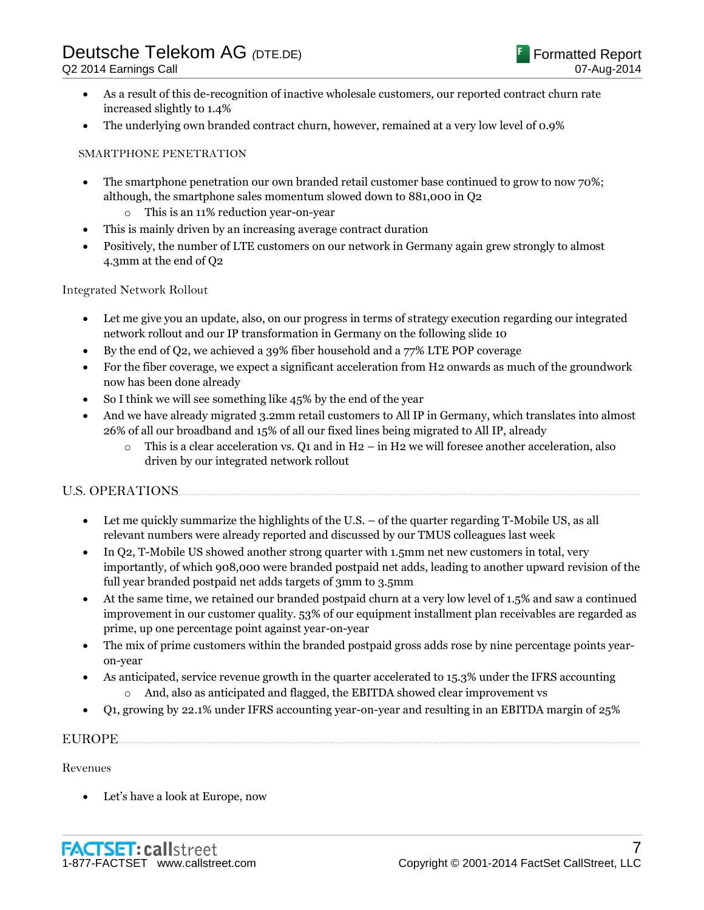- As a result of this de-recognition of inactive wholesale customers, our reported contract churn rate increased slightly to 1.4%
- The underlying own branded contract churn, however, remained at a very low level of 0.9%

SMARTPHONE PENETRATION

- The smartphone penetration our own branded retail customer base continued to grow to now 70%; although, the smartphone sales momentum slowed down to 881,000 in Q2
  - This is an 11% reduction year-on-year
- This is mainly driven by an increasing average contract duration
- Positively, the number of LTE customers on our network in Germany again grew strongly to almost 4.3mm at the end of Q2

Integrated Network Rollout

- Let me give you an update, also, on our progress in terms of strategy execution regarding our integrated network rollout and our IP transformation in Germany on the following slide 10
- By the end of Q2, we achieved a 39% fiber household and a 77% LTE POP coverage
- For the fiber coverage, we expect a significant acceleration from H2 onwards as much of the groundwork now has been done already
- So I think we will see something like 45% by the end of the year
- And we have already migrated 3.2mm retail customers to All IP in Germany, which translates into almost 26% of all our broadband and 15% of all our fixed lines being migrated to All IP, already
  - This is a clear acceleration vs. Q1 and in H2 – in H2 we will foresee another acceleration, also driven by our integrated network rollout

## U.S. OPERATIONS

- Let me quickly summarize the highlights of the U.S. – of the quarter regarding T-Mobile US, as all relevant numbers were already reported and discussed by our TMUS colleagues last week
- In Q2, T-Mobile US showed another strong quarter with 1.5mm net new customers in total, very importantly, of which 908,000 were branded postpaid net adds, leading to another upward revision of the full year branded postpaid net adds targets of 3mm to 3.5mm
- At the same time, we retained our branded postpaid churn at a very low level of 1.5% and saw a continued improvement in our customer quality. 53% of our equipment installment plan receivables are regarded as prime, up one percentage point against year-on-year
- The mix of prime customers within the branded postpaid gross adds rose by nine percentage points year-on-year
- As anticipated, service revenue growth in the quarter accelerated to 15.3% under the IFRS accounting
  - And, also as anticipated and flagged, the EBITDA showed clear improvement vs
- Q1, growing by 22.1% under IFRS accounting year-on-year and resulting in an EBITDA margin of 25%

## EUROPE

Revenues

- Let's have a look at Europe, now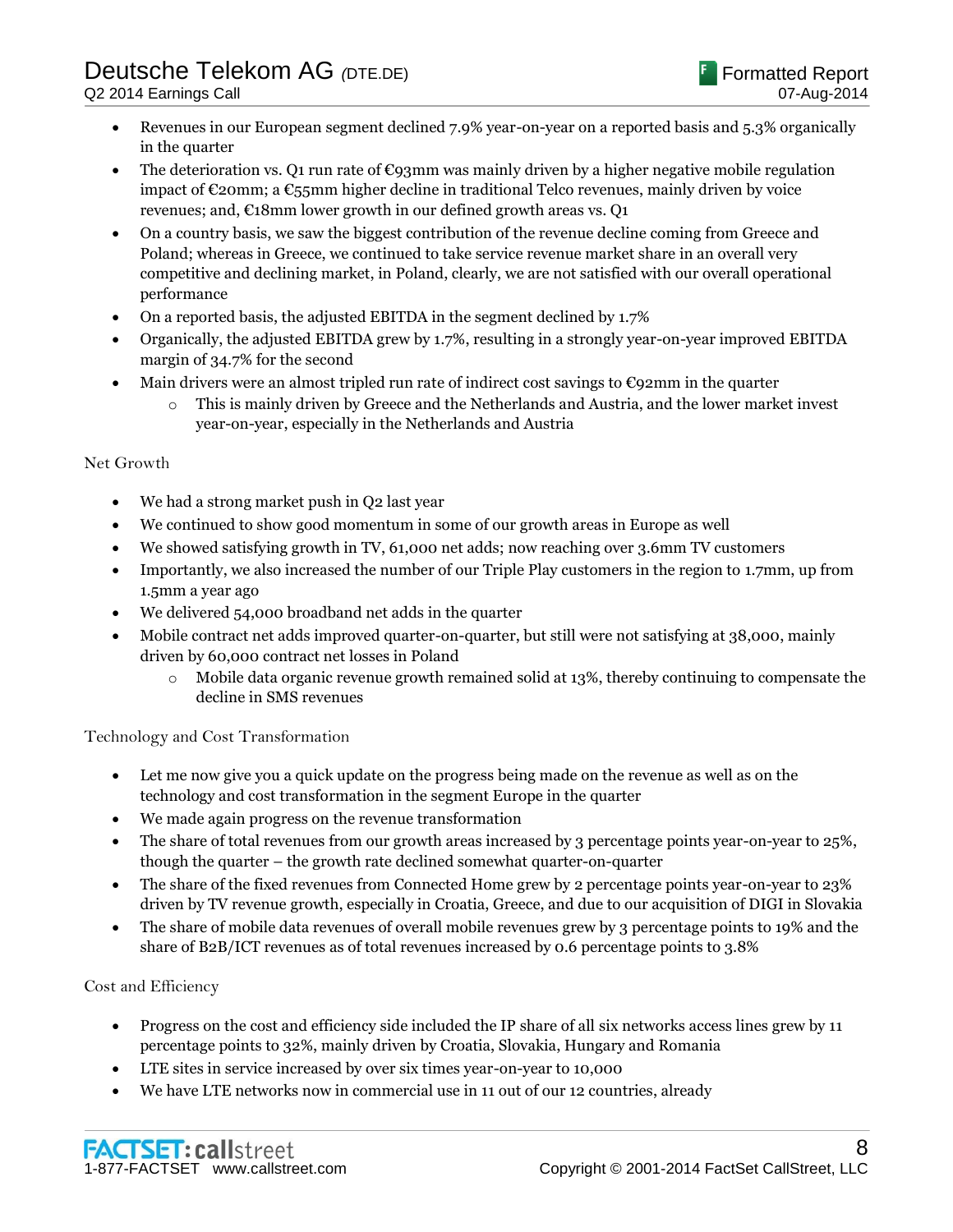- Revenues in our European segment declined 7.9% year-on-year on a reported basis and 5.3% organically in the quarter
- The deterioration vs. Q1 run rate of €93mm was mainly driven by a higher negative mobile regulation impact of €20mm; a €55mm higher decline in traditional Telco revenues, mainly driven by voice revenues; and, €18mm lower growth in our defined growth areas vs. Q1
- On a country basis, we saw the biggest contribution of the revenue decline coming from Greece and Poland; whereas in Greece, we continued to take service revenue market share in an overall very competitive and declining market, in Poland, clearly, we are not satisfied with our overall operational performance
- On a reported basis, the adjusted EBITDA in the segment declined by 1.7%
- Organically, the adjusted EBITDA grew by 1.7%, resulting in a strongly year-on-year improved EBITDA margin of 34.7% for the second
- Main drivers were an almost tripled run rate of indirect cost savings to €92mm in the quarter
  - This is mainly driven by Greece and the Netherlands and Austria, and the lower market invest year-on-year, especially in the Netherlands and Austria

Net Growth

- We had a strong market push in Q2 last year
- We continued to show good momentum in some of our growth areas in Europe as well
- We showed satisfying growth in TV, 61,000 net adds; now reaching over 3.6mm TV customers
- Importantly, we also increased the number of our Triple Play customers in the region to 1.7mm, up from 1.5mm a year ago
- We delivered 54,000 broadband net adds in the quarter
- Mobile contract net adds improved quarter-on-quarter, but still were not satisfying at 38,000, mainly driven by 60,000 contract net losses in Poland
  - Mobile data organic revenue growth remained solid at 13%, thereby continuing to compensate the decline in SMS revenues

Technology and Cost Transformation

- Let me now give you a quick update on the progress being made on the revenue as well as on the technology and cost transformation in the segment Europe in the quarter
- We made again progress on the revenue transformation
- The share of total revenues from our growth areas increased by 3 percentage points year-on-year to 25%, though the quarter – the growth rate declined somewhat quarter-on-quarter
- The share of the fixed revenues from Connected Home grew by 2 percentage points year-on-year to 23% driven by TV revenue growth, especially in Croatia, Greece, and due to our acquisition of DIGI in Slovakia
- The share of mobile data revenues of overall mobile revenues grew by 3 percentage points to 19% and the share of B2B/ICT revenues as of total revenues increased by 0.6 percentage points to 3.8%

Cost and Efficiency

- Progress on the cost and efficiency side included the IP share of all six networks access lines grew by 11 percentage points to 32%, mainly driven by Croatia, Slovakia, Hungary and Romania
- LTE sites in service increased by over six times year-on-year to 10,000
- We have LTE networks now in commercial use in 11 out of our 12 countries, already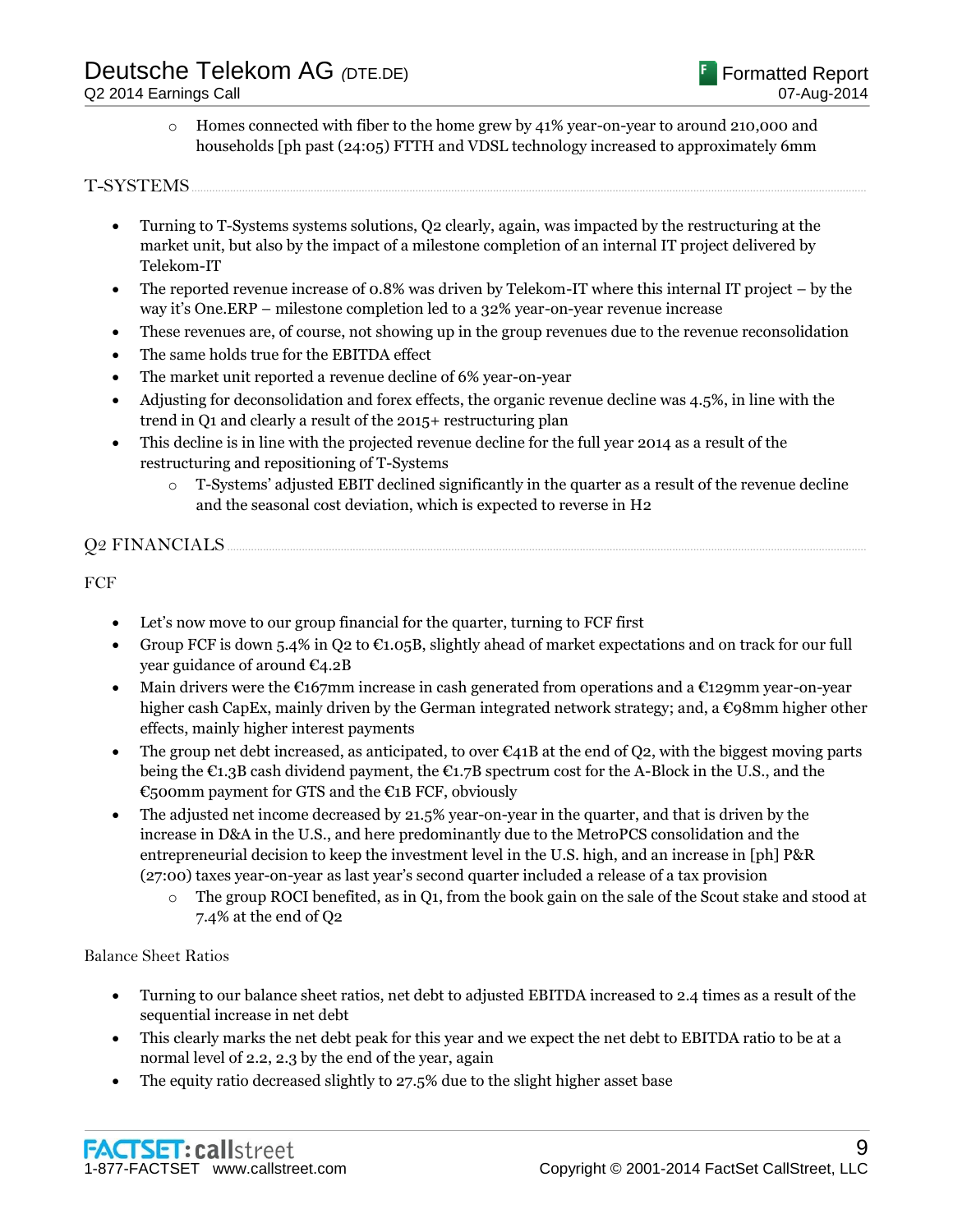- Homes connected with fiber to the home grew by 41% year-on-year to around 210,000 and households [ph past (24:05) FTTH and VDSL technology increased to approximately 6mm

## T-SYSTEMS

- Turning to T-Systems systems solutions, Q2 clearly, again, was impacted by the restructuring at the market unit, but also by the impact of a milestone completion of an internal IT project delivered by Telekom-IT
- The reported revenue increase of 0.8% was driven by Telekom-IT where this internal IT project – by the way it's One.ERP – milestone completion led to a 32% year-on-year revenue increase
- These revenues are, of course, not showing up in the group revenues due to the revenue reconsolidation
- The same holds true for the EBITDA effect
- The market unit reported a revenue decline of 6% year-on-year
- Adjusting for deconsolidation and forex effects, the organic revenue decline was 4.5%, in line with the trend in Q1 and clearly a result of the 2015+ restructuring plan
- This decline is in line with the projected revenue decline for the full year 2014 as a result of the restructuring and repositioning of T-Systems
  - T-Systems' adjusted EBIT declined significantly in the quarter as a result of the revenue decline and the seasonal cost deviation, which is expected to reverse in H2

## Q2 FINANCIALS

### FCF

- Let's now move to our group financial for the quarter, turning to FCF first
- Group FCF is down 5.4% in Q2 to €1.05B, slightly ahead of market expectations and on track for our full year guidance of around €4.2B
- Main drivers were the €167mm increase in cash generated from operations and a €129mm year-on-year higher cash CapEx, mainly driven by the German integrated network strategy; and, a €98mm higher other effects, mainly higher interest payments
- The group net debt increased, as anticipated, to over €41B at the end of Q2, with the biggest moving parts being the €1.3B cash dividend payment, the €1.7B spectrum cost for the A-Block in the U.S., and the €500mm payment for GTS and the €1B FCF, obviously
- The adjusted net income decreased by 21.5% year-on-year in the quarter, and that is driven by the increase in D&A in the U.S., and here predominantly due to the MetroPCS consolidation and the entrepreneurial decision to keep the investment level in the U.S. high, and an increase in [ph] P&R (27:00) taxes year-on-year as last year's second quarter included a release of a tax provision
  - The group ROCI benefited, as in Q1, from the book gain on the sale of the Scout stake and stood at 7.4% at the end of Q2

### Balance Sheet Ratios

- Turning to our balance sheet ratios, net debt to adjusted EBITDA increased to 2.4 times as a result of the sequential increase in net debt
- This clearly marks the net debt peak for this year and we expect the net debt to EBITDA ratio to be at a normal level of 2.2, 2.3 by the end of the year, again
- The equity ratio decreased slightly to 27.5% due to the slight higher asset base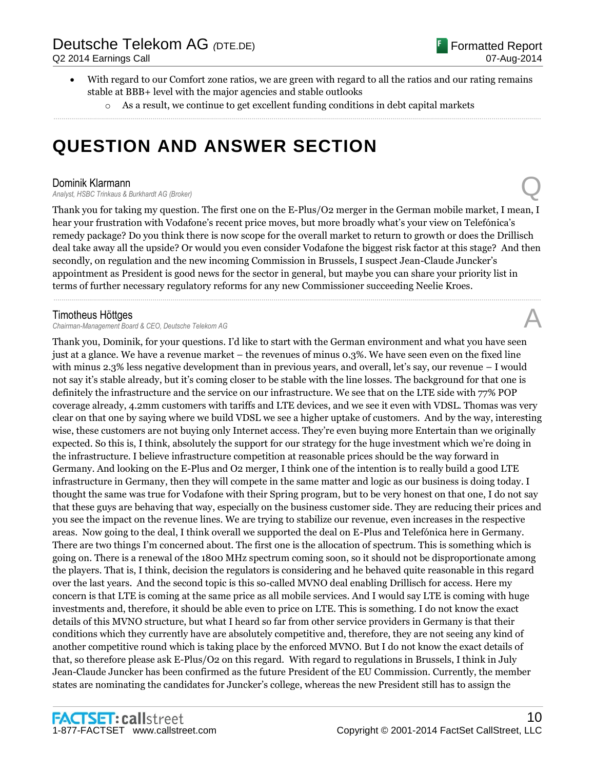- With regard to our Comfort zone ratios, we are green with regard to all the ratios and our rating remains stable at BBB+ level with the major agencies and stable outlooks
  - As a result, we continue to get excellent funding conditions in debt capital markets

# QUESTION AND ANSWER SECTION

**Dominik Klarmann**
*Analyst, HSBC Trinkaus & Burkhardt AG (Broker)* Q

Thank you for taking my question. The first one on the E-Plus/O2 merger in the German mobile market, I mean, I hear your frustration with Vodafone's recent price moves, but more broadly what's your view on Telefónica's remedy package? Do you think there is now scope for the overall market to return to growth or does the Drillisch deal take away all the upside? Or would you even consider Vodafone the biggest risk factor at this stage? And then secondly, on regulation and the new incoming Commission in Brussels, I suspect Jean-Claude Juncker's appointment as President is good news for the sector in general, but maybe you can share your priority list in terms of further necessary regulatory reforms for any new Commissioner succeeding Neelie Kroes.

**Timotheus Höttges**
*Chairman-Management Board & CEO, Deutsche Telekom AG* A

Thank you, Dominik, for your questions. I'd like to start with the German environment and what you have seen just at a glance. We have a revenue market – the revenues of minus 0.3%. We have seen even on the fixed line with minus 2.3% less negative development than in previous years, and overall, let's say, our revenue – I would not say it's stable already, but it's coming closer to be stable with the line losses. The background for that one is definitely the infrastructure and the service on our infrastructure. We see that on the LTE side with 77% POP coverage already, 4.2mm customers with tariffs and LTE devices, and we see it even with VDSL. Thomas was very clear on that one by saying where we build VDSL we see a higher uptake of customers. And by the way, interesting wise, these customers are not buying only Internet access. They're even buying more Entertain than we originally expected. So this is, I think, absolutely the support for our strategy for the huge investment which we're doing in the infrastructure. I believe infrastructure competition at reasonable prices should be the way forward in Germany. And looking on the E-Plus and O2 merger, I think one of the intention is to really build a good LTE infrastructure in Germany, then they will compete in the same matter and logic as our business is doing today. I thought the same was true for Vodafone with their Spring program, but to be very honest on that one, I do not say that these guys are behaving that way, especially on the business customer side. They are reducing their prices and you see the impact on the revenue lines. We are trying to stabilize our revenue, even increases in the respective areas. Now going to the deal, I think overall we supported the deal on E-Plus and Telefónica here in Germany. There are two things I'm concerned about. The first one is the allocation of spectrum. This is something which is going on. There is a renewal of the 1800 MHz spectrum coming soon, so it should not be disproportionate among the players. That is, I think, decision the regulators is considering and he behaved quite reasonable in this regard over the last years. And the second topic is this so-called MVNO deal enabling Drillisch for access. Here my concern is that LTE is coming at the same price as all mobile services. And I would say LTE is coming with huge investments and, therefore, it should be able even to price on LTE. This is something. I do not know the exact details of this MVNO structure, but what I heard so far from other service providers in Germany is that their conditions which they currently have are absolutely competitive and, therefore, they are not seeing any kind of another competitive round which is taking place by the enforced MVNO. But I do not know the exact details of that, so therefore please ask E-Plus/O2 on this regard. With regard to regulations in Brussels, I think in July Jean-Claude Juncker has been confirmed as the future President of the EU Commission. Currently, the member states are nominating the candidates for Juncker's college, whereas the new President still has to assign the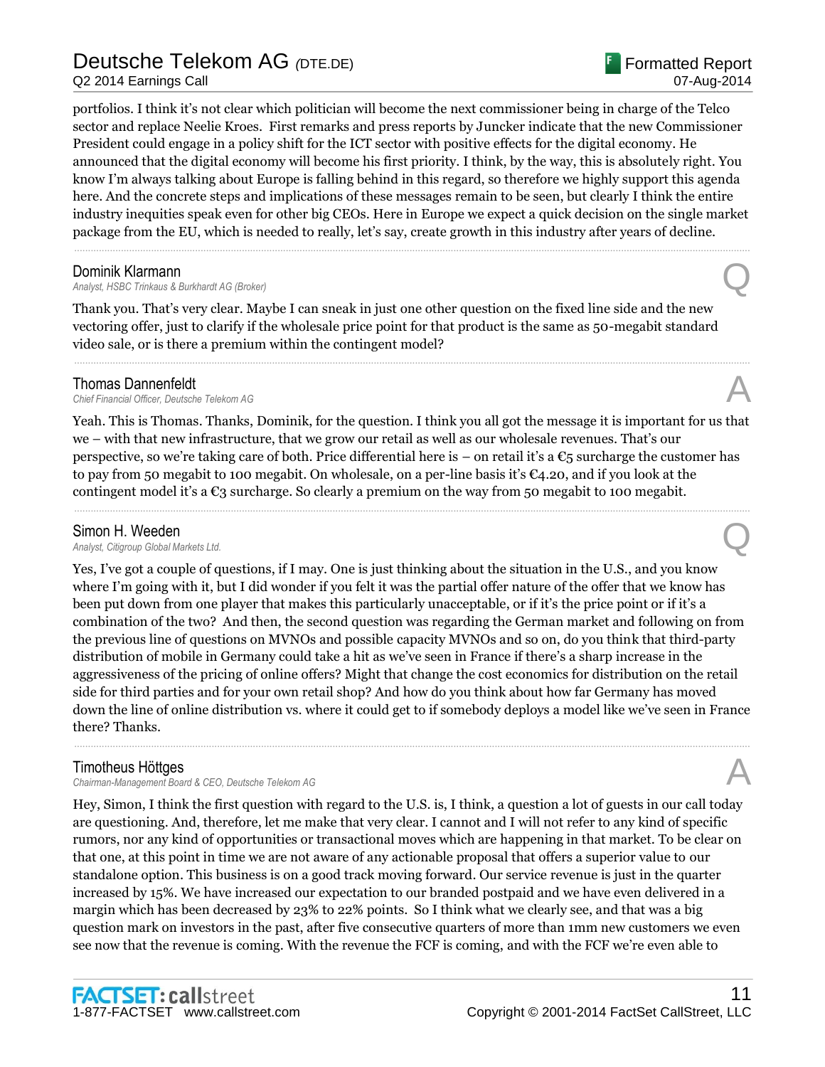portfolios. I think it's not clear which politician will become the next commissioner being in charge of the Telco sector and replace Neelie Kroes. First remarks and press reports by Juncker indicate that the new Commissioner President could engage in a policy shift for the ICT sector with positive effects for the digital economy. He announced that the digital economy will become his first priority. I think, by the way, this is absolutely right. You know I'm always talking about Europe is falling behind in this regard, so therefore we highly support this agenda here. And the concrete steps and implications of these messages remain to be seen, but clearly I think the entire industry inequities speak even for other big CEOs. Here in Europe we expect a quick decision on the single market package from the EU, which is needed to really, let's say, create growth in this industry after years of decline.

---

**Dominik Klarmann**
*Analyst, HSBC Trinkaus & Burkhardt AG (Broker)* **Q**

Thank you. That's very clear. Maybe I can sneak in just one other question on the fixed line side and the new vectoring offer, just to clarify if the wholesale price point for that product is the same as 50-megabit standard video sale, or is there a premium within the contingent model?

---

**Thomas Dannenfeldt**
*Chief Financial Officer, Deutsche Telekom AG* **A**

Yeah. This is Thomas. Thanks, Dominik, for the question. I think you all got the message it is important for us that we – with that new infrastructure, that we grow our retail as well as our wholesale revenues. That's our perspective, so we're taking care of both. Price differential here is – on retail it's a €5 surcharge the customer has to pay from 50 megabit to 100 megabit. On wholesale, on a per-line basis it's €4.20, and if you look at the contingent model it's a €3 surcharge. So clearly a premium on the way from 50 megabit to 100 megabit.

---

**Simon H. Weeden**
*Analyst, Citigroup Global Markets Ltd.* **Q**

Yes, I've got a couple of questions, if I may. One is just thinking about the situation in the U.S., and you know where I'm going with it, but I did wonder if you felt it was the partial offer nature of the offer that we know has been put down from one player that makes this particularly unacceptable, or if it's the price point or if it's a combination of the two? And then, the second question was regarding the German market and following on from the previous line of questions on MVNOs and possible capacity MVNOs and so on, do you think that third-party distribution of mobile in Germany could take a hit as we've seen in France if there's a sharp increase in the aggressiveness of the pricing of online offers? Might that change the cost economics for distribution on the retail side for third parties and for your own retail shop? And how do you think about how far Germany has moved down the line of online distribution vs. where it could get to if somebody deploys a model like we've seen in France there? Thanks.

---

**Timotheus Höttges**
*Chairman-Management Board & CEO, Deutsche Telekom AG* **A**

Hey, Simon, I think the first question with regard to the U.S. is, I think, a question a lot of guests in our call today are questioning. And, therefore, let me make that very clear. I cannot and I will not refer to any kind of specific rumors, nor any kind of opportunities or transactional moves which are happening in that market. To be clear on that one, at this point in time we are not aware of any actionable proposal that offers a superior value to our standalone option. This business is on a good track moving forward. Our service revenue is just in the quarter increased by 15%. We have increased our expectation to our branded postpaid and we have even delivered in a margin which has been decreased by 23% to 22% points. So I think what we clearly see, and that was a big question mark on investors in the past, after five consecutive quarters of more than 1mm new customers we even see now that the revenue is coming. With the revenue the FCF is coming, and with the FCF we're even able to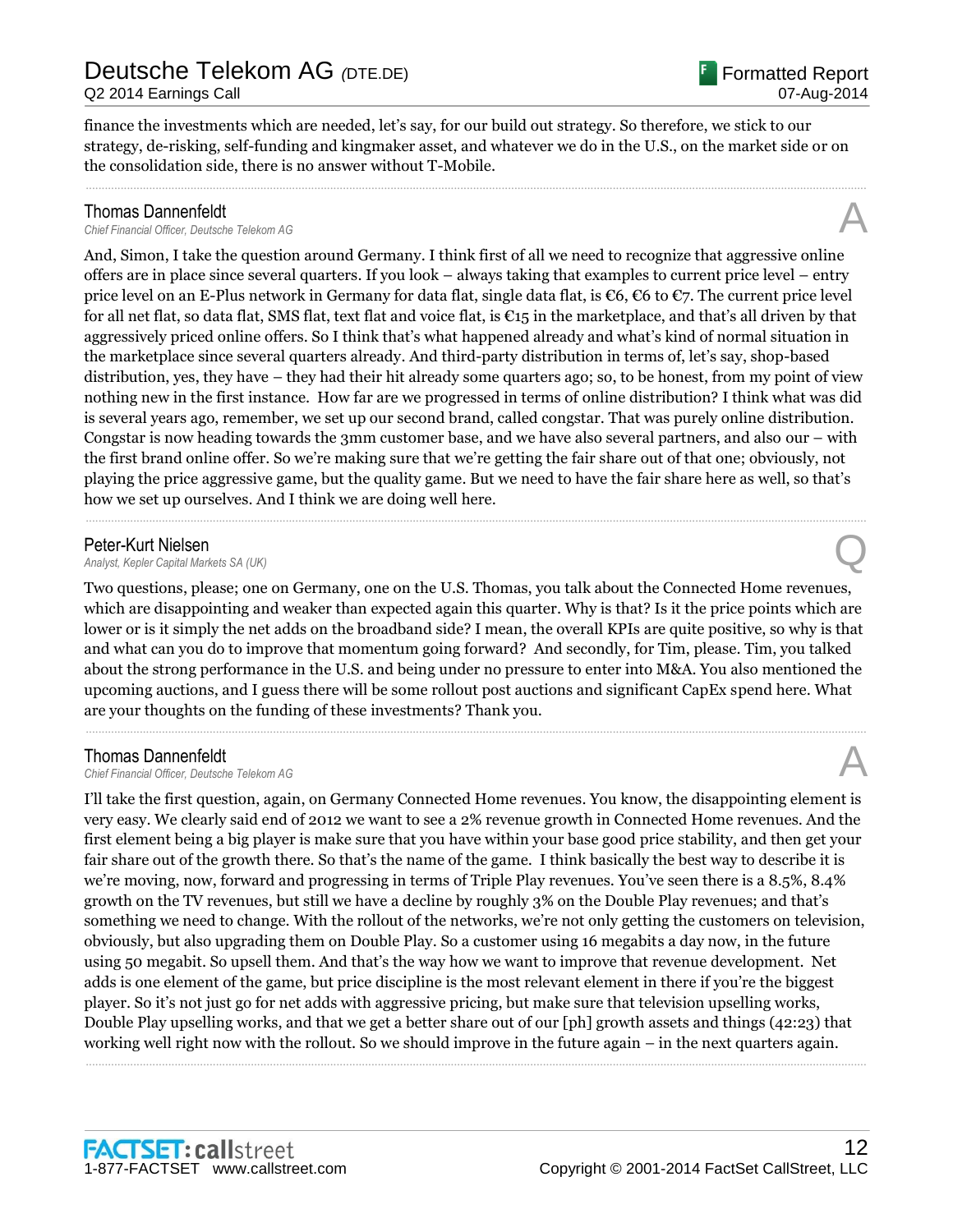finance the investments which are needed, let's say, for our build out strategy. So therefore, we stick to our strategy, de-risking, self-funding and kingmaker asset, and whatever we do in the U.S., on the market side or on the consolidation side, there is no answer without T-Mobile.

---

**Thomas Dannenfeldt**
*Chief Financial Officer, Deutsche Telekom AG*

**A**

And, Simon, I take the question around Germany. I think first of all we need to recognize that aggressive online offers are in place since several quarters. If you look – always taking that examples to current price level – entry price level on an E-Plus network in Germany for data flat, single data flat, is €6, €6 to €7. The current price level for all net flat, so data flat, SMS flat, text flat and voice flat, is €15 in the marketplace, and that's all driven by that aggressively priced online offers. So I think that's what happened already and what's kind of normal situation in the marketplace since several quarters already. And third-party distribution in terms of, let's say, shop-based distribution, yes, they have – they had their hit already some quarters ago; so, to be honest, from my point of view nothing new in the first instance. How far are we progressed in terms of online distribution? I think what was did is several years ago, remember, we set up our second brand, called congstar. That was purely online distribution. Congstar is now heading towards the 3mm customer base, and we have also several partners, and also our – with the first brand online offer. So we're making sure that we're getting the fair share out of that one; obviously, not playing the price aggressive game, but the quality game. But we need to have the fair share here as well, so that's how we set up ourselves. And I think we are doing well here.

---

**Peter-Kurt Nielsen**
*Analyst, Kepler Capital Markets SA (UK)*

**Q**

Two questions, please; one on Germany, one on the U.S. Thomas, you talk about the Connected Home revenues, which are disappointing and weaker than expected again this quarter. Why is that? Is it the price points which are lower or is it simply the net adds on the broadband side? I mean, the overall KPIs are quite positive, so why is that and what can you do to improve that momentum going forward? And secondly, for Tim, please. Tim, you talked about the strong performance in the U.S. and being under no pressure to enter into M&A. You also mentioned the upcoming auctions, and I guess there will be some rollout post auctions and significant CapEx spend here. What are your thoughts on the funding of these investments? Thank you.

---

**Thomas Dannenfeldt**
*Chief Financial Officer, Deutsche Telekom AG*

**A**

I'll take the first question, again, on Germany Connected Home revenues. You know, the disappointing element is very easy. We clearly said end of 2012 we want to see a 2% revenue growth in Connected Home revenues. And the first element being a big player is make sure that you have within your base good price stability, and then get your fair share out of the growth there. So that's the name of the game. I think basically the best way to describe it is we're moving, now, forward and progressing in terms of Triple Play revenues. You've seen there is a 8.5%, 8.4% growth on the TV revenues, but still we have a decline by roughly 3% on the Double Play revenues; and that's something we need to change. With the rollout of the networks, we're not only getting the customers on television, obviously, but also upgrading them on Double Play. So a customer using 16 megabits a day now, in the future using 50 megabit. So upsell them. And that's the way how we want to improve that revenue development. Net adds is one element of the game, but price discipline is the most relevant element in there if you're the biggest player. So it's not just go for net adds with aggressive pricing, but make sure that television upselling works, Double Play upselling works, and that we get a better share out of our [ph] growth assets and things (42:23) that working well right now with the rollout. So we should improve in the future again – in the next quarters again.

---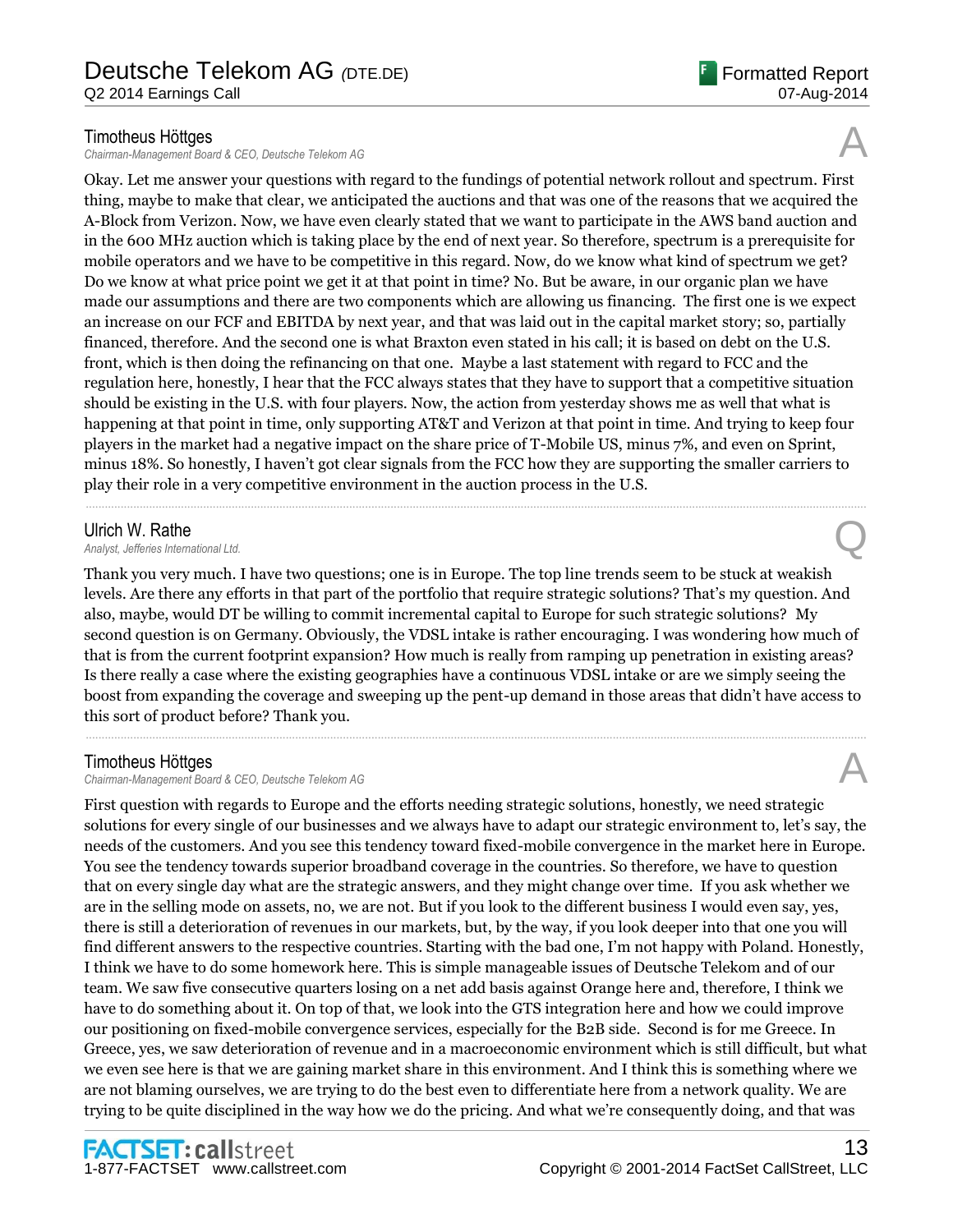**Timotheus Höttges**
*Chairman-Management Board & CEO, Deutsche Telekom AG*

A

Okay. Let me answer your questions with regard to the fundings of potential network rollout and spectrum. First thing, maybe to make that clear, we anticipated the auctions and that was one of the reasons that we acquired the A-Block from Verizon. Now, we have even clearly stated that we want to participate in the AWS band auction and in the 600 MHz auction which is taking place by the end of next year. So therefore, spectrum is a prerequisite for mobile operators and we have to be competitive in this regard. Now, do we know what kind of spectrum we get? Do we know at what price point we get it at that point in time? No. But be aware, in our organic plan we have made our assumptions and there are two components which are allowing us financing. The first one is we expect an increase on our FCF and EBITDA by next year, and that was laid out in the capital market story; so, partially financed, therefore. And the second one is what Braxton even stated in his call; it is based on debt on the U.S. front, which is then doing the refinancing on that one. Maybe a last statement with regard to FCC and the regulation here, honestly, I hear that the FCC always states that they have to support that a competitive situation should be existing in the U.S. with four players. Now, the action from yesterday shows me as well that what is happening at that point in time, only supporting AT&T and Verizon at that point in time. And trying to keep four players in the market had a negative impact on the share price of T-Mobile US, minus 7%, and even on Sprint, minus 18%. So honestly, I haven't got clear signals from the FCC how they are supporting the smaller carriers to play their role in a very competitive environment in the auction process in the U.S.

---

**Ulrich W. Rathe**
*Analyst, Jefferies International Ltd.*

Q

Thank you very much. I have two questions; one is in Europe. The top line trends seem to be stuck at weakish levels. Are there any efforts in that part of the portfolio that require strategic solutions? That's my question. And also, maybe, would DT be willing to commit incremental capital to Europe for such strategic solutions? My second question is on Germany. Obviously, the VDSL intake is rather encouraging. I was wondering how much of that is from the current footprint expansion? How much is really from ramping up penetration in existing areas? Is there really a case where the existing geographies have a continuous VDSL intake or are we simply seeing the boost from expanding the coverage and sweeping up the pent-up demand in those areas that didn't have access to this sort of product before? Thank you.

---

**Timotheus Höttges**
*Chairman-Management Board & CEO, Deutsche Telekom AG*

A

First question with regards to Europe and the efforts needing strategic solutions, honestly, we need strategic solutions for every single of our businesses and we always have to adapt our strategic environment to, let's say, the needs of the customers. And you see this tendency toward fixed-mobile convergence in the market here in Europe. You see the tendency towards superior broadband coverage in the countries. So therefore, we have to question that on every single day what are the strategic answers, and they might change over time. If you ask whether we are in the selling mode on assets, no, we are not. But if you look to the different business I would even say, yes, there is still a deterioration of revenues in our markets, but, by the way, if you look deeper into that one you will find different answers to the respective countries. Starting with the bad one, I'm not happy with Poland. Honestly, I think we have to do some homework here. This is simple manageable issues of Deutsche Telekom and of our team. We saw five consecutive quarters losing on a net add basis against Orange here and, therefore, I think we have to do something about it. On top of that, we look into the GTS integration here and how we could improve our positioning on fixed-mobile convergence services, especially for the B2B side. Second is for me Greece. In Greece, yes, we saw deterioration of revenue and in a macroeconomic environment which is still difficult, but what we even see here is that we are gaining market share in this environment. And I think this is something where we are not blaming ourselves, we are trying to do the best even to differentiate here from a network quality. We are trying to be quite disciplined in the way how we do the pricing. And what we're consequently doing, and that was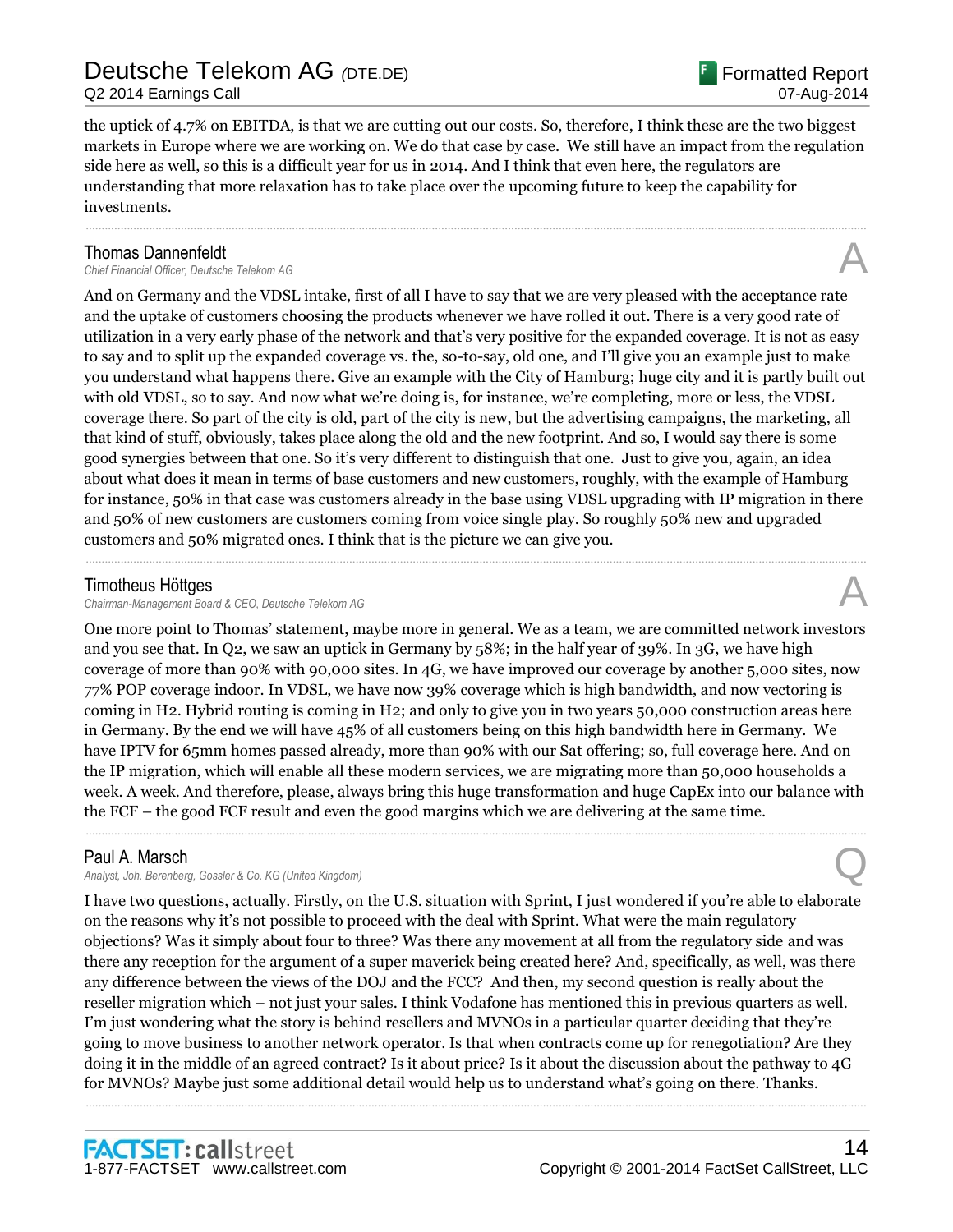the uptick of 4.7% on EBITDA, is that we are cutting out our costs. So, therefore, I think these are the two biggest markets in Europe where we are working on. We do that case by case. We still have an impact from the regulation side here as well, so this is a difficult year for us in 2014. And I think that even here, the regulators are understanding that more relaxation has to take place over the upcoming future to keep the capability for investments.

---

**Thomas Dannenfeldt**
*Chief Financial Officer, Deutsche Telekom AG* **A**

And on Germany and the VDSL intake, first of all I have to say that we are very pleased with the acceptance rate and the uptake of customers choosing the products whenever we have rolled it out. There is a very good rate of utilization in a very early phase of the network and that's very positive for the expanded coverage. It is not as easy to say and to split up the expanded coverage vs. the, so-to-say, old one, and I'll give you an example just to make you understand what happens there. Give an example with the City of Hamburg; huge city and it is partly built out with old VDSL, so to say. And now what we're doing is, for instance, we're completing, more or less, the VDSL coverage there. So part of the city is old, part of the city is new, but the advertising campaigns, the marketing, all that kind of stuff, obviously, takes place along the old and the new footprint. And so, I would say there is some good synergies between that one. So it's very different to distinguish that one. Just to give you, again, an idea about what does it mean in terms of base customers and new customers, roughly, with the example of Hamburg for instance, 50% in that case was customers already in the base using VDSL upgrading with IP migration in there and 50% of new customers are customers coming from voice single play. So roughly 50% new and upgraded customers and 50% migrated ones. I think that is the picture we can give you.

---

**Timotheus Höttges**
*Chairman-Management Board & CEO, Deutsche Telekom AG* **A**

One more point to Thomas' statement, maybe more in general. We as a team, we are committed network investors and you see that. In Q2, we saw an uptick in Germany by 58%; in the half year of 39%. In 3G, we have high coverage of more than 90% with 90,000 sites. In 4G, we have improved our coverage by another 5,000 sites, now 77% POP coverage indoor. In VDSL, we have now 39% coverage which is high bandwidth, and now vectoring is coming in H2. Hybrid routing is coming in H2; and only to give you in two years 50,000 construction areas here in Germany. By the end we will have 45% of all customers being on this high bandwidth here in Germany. We have IPTV for 65mm homes passed already, more than 90% with our Sat offering; so, full coverage here. And on the IP migration, which will enable all these modern services, we are migrating more than 50,000 households a week. A week. And therefore, please, always bring this huge transformation and huge CapEx into our balance with the FCF – the good FCF result and even the good margins which we are delivering at the same time.

---

**Paul A. Marsch**
*Analyst, Joh. Berenberg, Gossler & Co. KG (United Kingdom)* **Q**

I have two questions, actually. Firstly, on the U.S. situation with Sprint, I just wondered if you're able to elaborate on the reasons why it's not possible to proceed with the deal with Sprint. What were the main regulatory objections? Was it simply about four to three? Was there any movement at all from the regulatory side and was there any reception for the argument of a super maverick being created here? And, specifically, as well, was there any difference between the views of the DOJ and the FCC? And then, my second question is really about the reseller migration which – not just your sales. I think Vodafone has mentioned this in previous quarters as well. I'm just wondering what the story is behind resellers and MVNOs in a particular quarter deciding that they're going to move business to another network operator. Is that when contracts come up for renegotiation? Are they doing it in the middle of an agreed contract? Is it about price? Is it about the discussion about the pathway to 4G for MVNOs? Maybe just some additional detail would help us to understand what's going on there. Thanks.

---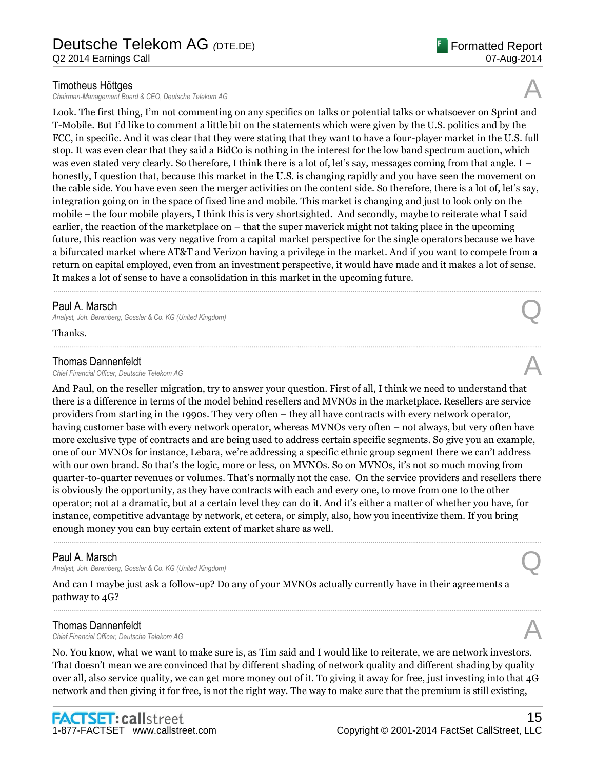**Timotheus Höttges**
*Chairman-Management Board & CEO, Deutsche Telekom AG*

A

Look. The first thing, I'm not commenting on any specifics on talks or potential talks or whatsoever on Sprint and T-Mobile. But I'd like to comment a little bit on the statements which were given by the U.S. politics and by the FCC, in specific. And it was clear that they were stating that they want to have a four-player market in the U.S. full stop. It was even clear that they said a BidCo is nothing in the interest for the low band spectrum auction, which was even stated very clearly. So therefore, I think there is a lot of, let's say, messages coming from that angle. I – honestly, I question that, because this market in the U.S. is changing rapidly and you have seen the movement on the cable side. You have even seen the merger activities on the content side. So therefore, there is a lot of, let's say, integration going on in the space of fixed line and mobile. This market is changing and just to look only on the mobile – the four mobile players, I think this is very shortsighted. And secondly, maybe to reiterate what I said earlier, the reaction of the marketplace on – that the super maverick might not taking place in the upcoming future, this reaction was very negative from a capital market perspective for the single operators because we have a bifurcated market where AT&T and Verizon having a privilege in the market. And if you want to compete from a return on capital employed, even from an investment perspective, it would have made and it makes a lot of sense. It makes a lot of sense to have a consolidation in this market in the upcoming future.

---

**Paul A. Marsch**
*Analyst, Joh. Berenberg, Gossler & Co. KG (United Kingdom)*

Q

Thanks.

---

**Thomas Dannenfeldt**
*Chief Financial Officer, Deutsche Telekom AG*

A

And Paul, on the reseller migration, try to answer your question. First of all, I think we need to understand that there is a difference in terms of the model behind resellers and MVNOs in the marketplace. Resellers are service providers from starting in the 1990s. They very often – they all have contracts with every network operator, having customer base with every network operator, whereas MVNOs very often – not always, but very often have more exclusive type of contracts and are being used to address certain specific segments. So give you an example, one of our MVNOs for instance, Lebara, we're addressing a specific ethnic group segment there we can't address with our own brand. So that's the logic, more or less, on MVNOs. So on MVNOs, it's not so much moving from quarter-to-quarter revenues or volumes. That's normally not the case. On the service providers and resellers there is obviously the opportunity, as they have contracts with each and every one, to move from one to the other operator; not at a dramatic, but at a certain level they can do it. And it's either a matter of whether you have, for instance, competitive advantage by network, et cetera, or simply, also, how you incentivize them. If you bring enough money you can buy certain extent of market share as well.

---

**Paul A. Marsch**
*Analyst, Joh. Berenberg, Gossler & Co. KG (United Kingdom)*

Q

And can I maybe just ask a follow-up? Do any of your MVNOs actually currently have in their agreements a pathway to 4G?

---

**Thomas Dannenfeldt**
*Chief Financial Officer, Deutsche Telekom AG*

A

No. You know, what we want to make sure is, as Tim said and I would like to reiterate, we are network investors. That doesn't mean we are convinced that by different shading of network quality and different shading by quality over all, also service quality, we can get more money out of it. To giving it away for free, just investing into that 4G network and then giving it for free, is not the right way. The way to make sure that the premium is still existing,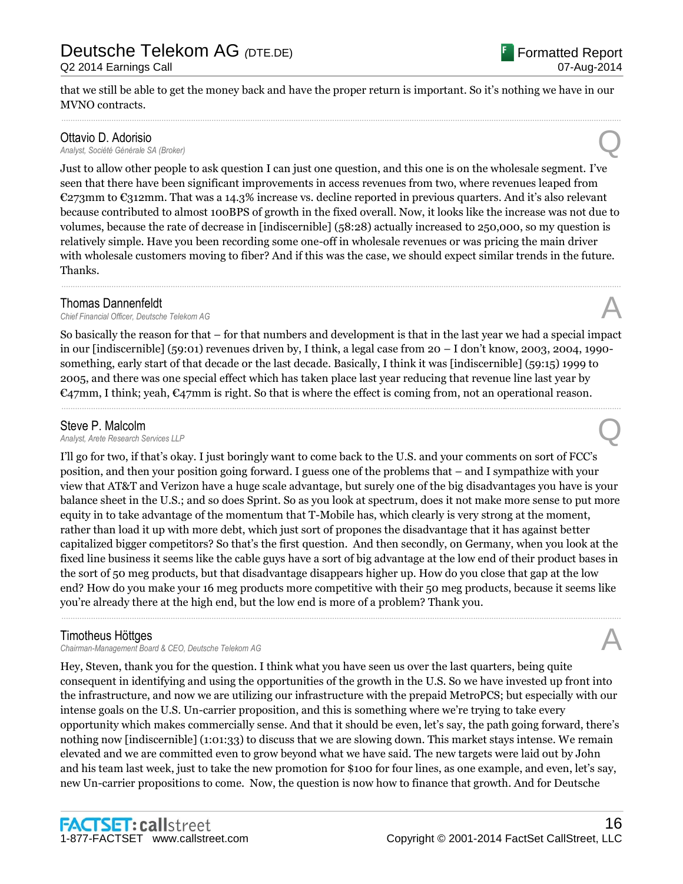that we still be able to get the money back and have the proper return is important. So it's nothing we have in our MVNO contracts.

---

**Ottavio D. Adorisio**
*Analyst, Société Générale SA (Broker)*

**Q**

Just to allow other people to ask question I can just one question, and this one is on the wholesale segment. I've seen that there have been significant improvements in access revenues from two, where revenues leaped from €273mm to €312mm. That was a 14.3% increase vs. decline reported in previous quarters. And it's also relevant because contributed to almost 100BPS of growth in the fixed overall. Now, it looks like the increase was not due to volumes, because the rate of decrease in [indiscernible] (58:28) actually increased to 250,000, so my question is relatively simple. Have you been recording some one-off in wholesale revenues or was pricing the main driver with wholesale customers moving to fiber? And if this was the case, we should expect similar trends in the future. Thanks.

---

**Thomas Dannenfeldt**
*Chief Financial Officer, Deutsche Telekom AG*

**A**

So basically the reason for that – for that numbers and development is that in the last year we had a special impact in our [indiscernible] (59:01) revenues driven by, I think, a legal case from 20 – I don't know, 2003, 2004, 1990-something, early start of that decade or the last decade. Basically, I think it was [indiscernible] (59:15) 1999 to 2005, and there was one special effect which has taken place last year reducing that revenue line last year by €47mm, I think; yeah, €47mm is right. So that is where the effect is coming from, not an operational reason.

---

**Steve P. Malcolm**
*Analyst, Arete Research Services LLP*

**Q**

I'll go for two, if that's okay. I just boringly want to come back to the U.S. and your comments on sort of FCC's position, and then your position going forward. I guess one of the problems that – and I sympathize with your view that AT&T and Verizon have a huge scale advantage, but surely one of the big disadvantages you have is your balance sheet in the U.S.; and so does Sprint. So as you look at spectrum, does it not make more sense to put more equity in to take advantage of the momentum that T-Mobile has, which clearly is very strong at the moment, rather than load it up with more debt, which just sort of propones the disadvantage that it has against better capitalized bigger competitors? So that's the first question. And then secondly, on Germany, when you look at the fixed line business it seems like the cable guys have a sort of big advantage at the low end of their product bases in the sort of 50 meg products, but that disadvantage disappears higher up. How do you close that gap at the low end? How do you make your 16 meg products more competitive with their 50 meg products, because it seems like you're already there at the high end, but the low end is more of a problem? Thank you.

---

**Timotheus Höttges**
*Chairman-Management Board & CEO, Deutsche Telekom AG*

**A**

Hey, Steven, thank you for the question. I think what you have seen us over the last quarters, being quite consequent in identifying and using the opportunities of the growth in the U.S. So we have invested up front into the infrastructure, and now we are utilizing our infrastructure with the prepaid MetroPCS; but especially with our intense goals on the U.S. Un-carrier proposition, and this is something where we're trying to take every opportunity which makes commercially sense. And that it should be even, let's say, the path going forward, there's nothing now [indiscernible] (1:01:33) to discuss that we are slowing down. This market stays intense. We remain elevated and we are committed even to grow beyond what we have said. The new targets were laid out by John and his team last week, just to take the new promotion for $100 for four lines, as one example, and even, let's say, new Un-carrier propositions to come. Now, the question is now how to finance that growth. And for Deutsche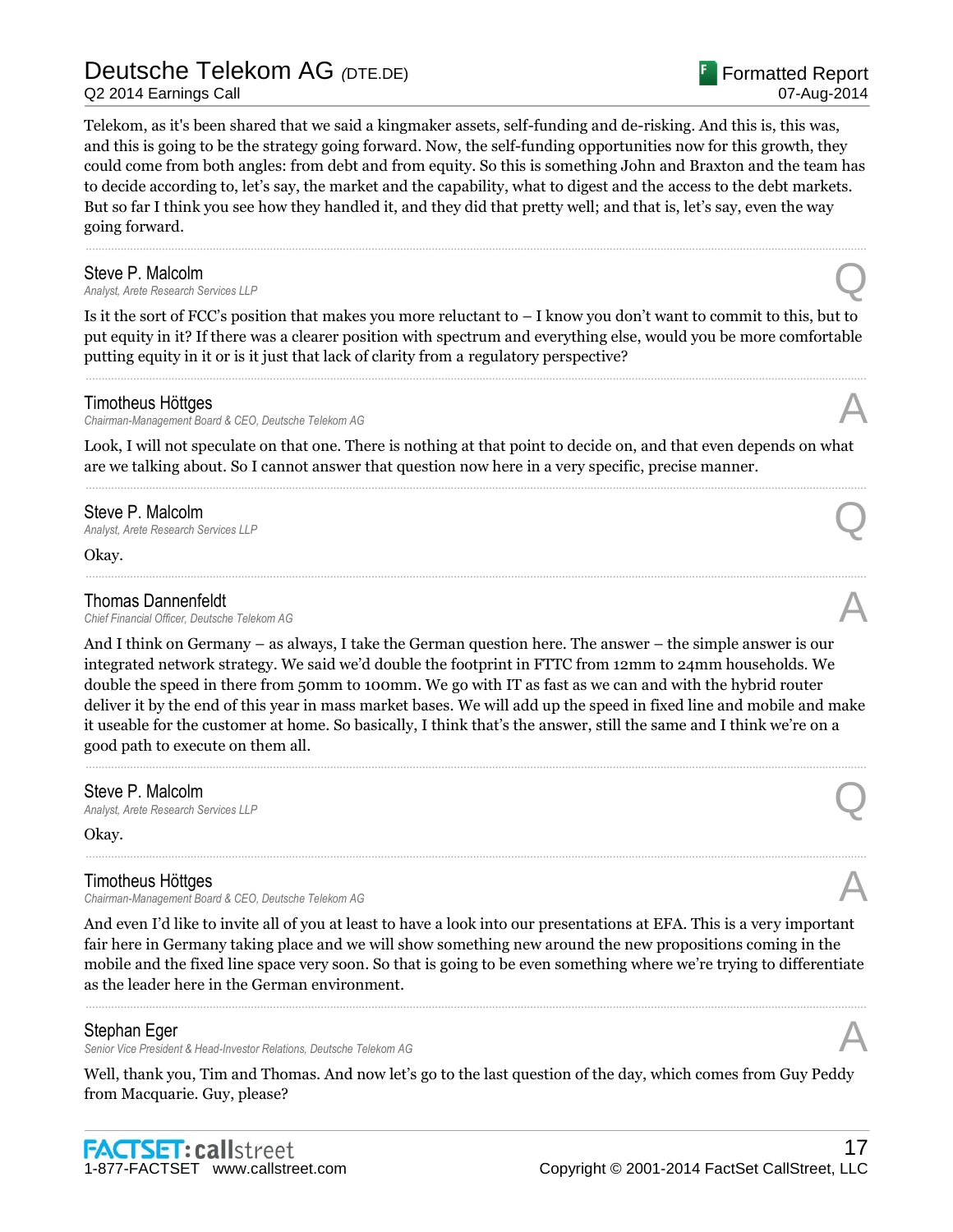Telekom, as it's been shared that we said a kingmaker assets, self-funding and de-risking. And this is, this was, and this is going to be the strategy going forward. Now, the self-funding opportunities now for this growth, they could come from both angles: from debt and from equity. So this is something John and Braxton and the team has to decide according to, let's say, the market and the capability, what to digest and the access to the debt markets. But so far I think you see how they handled it, and they did that pretty well; and that is, let's say, even the way going forward.

---

**Steve P. Malcolm**
*Analyst, Arete Research Services LLP* **Q**

Is it the sort of FCC's position that makes you more reluctant to – I know you don't want to commit to this, but to put equity in it? If there was a clearer position with spectrum and everything else, would you be more comfortable putting equity in it or is it just that lack of clarity from a regulatory perspective?

---

**Timotheus Höttges**
*Chairman-Management Board & CEO, Deutsche Telekom AG* **A**

Look, I will not speculate on that one. There is nothing at that point to decide on, and that even depends on what are we talking about. So I cannot answer that question now here in a very specific, precise manner.

---

**Steve P. Malcolm**
*Analyst, Arete Research Services LLP* **Q**

Okay.

---

**Thomas Dannenfeldt**
*Chief Financial Officer, Deutsche Telekom AG* **A**

And I think on Germany – as always, I take the German question here. The answer – the simple answer is our integrated network strategy. We said we'd double the footprint in FTTC from 12mm to 24mm households. We double the speed in there from 50mm to 100mm. We go with IT as fast as we can and with the hybrid router deliver it by the end of this year in mass market bases. We will add up the speed in fixed line and mobile and make it useable for the customer at home. So basically, I think that's the answer, still the same and I think we're on a good path to execute on them all.

---

**Steve P. Malcolm**
*Analyst, Arete Research Services LLP* **Q**

Okay.

---

**Timotheus Höttges**
*Chairman-Management Board & CEO, Deutsche Telekom AG* **A**

And even I'd like to invite all of you at least to have a look into our presentations at EFA. This is a very important fair here in Germany taking place and we will show something new around the new propositions coming in the mobile and the fixed line space very soon. So that is going to be even something where we're trying to differentiate as the leader here in the German environment.

---

**Stephan Eger**
*Senior Vice President & Head-Investor Relations, Deutsche Telekom AG* **A**

Well, thank you, Tim and Thomas. And now let's go to the last question of the day, which comes from Guy Peddy from Macquarie. Guy, please?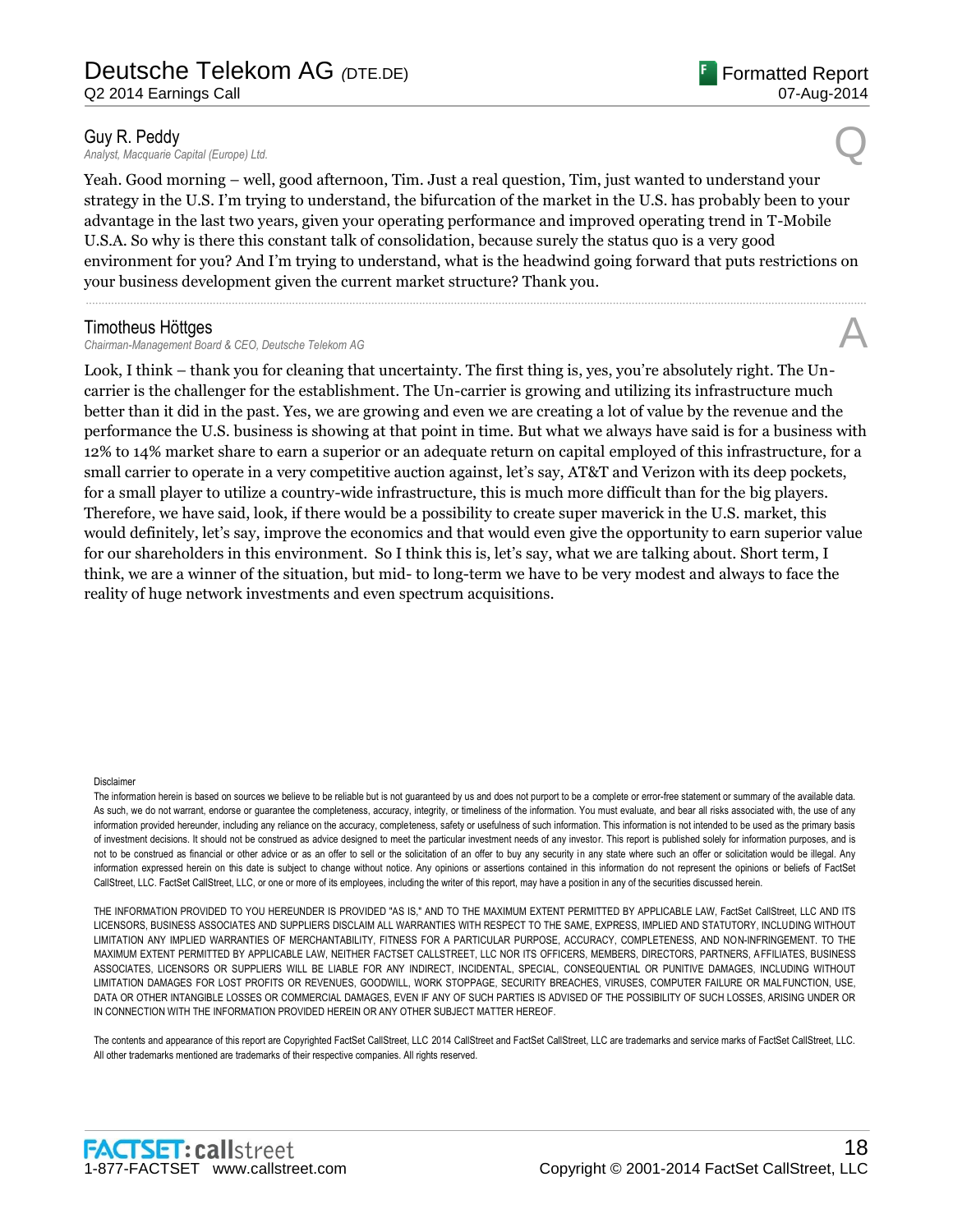**Guy R. Peddy**
*Analyst, Macquarie Capital (Europe) Ltd.*

Q

Yeah. Good morning – well, good afternoon, Tim. Just a real question, Tim, just wanted to understand your strategy in the U.S. I'm trying to understand, the bifurcation of the market in the U.S. has probably been to your advantage in the last two years, given your operating performance and improved operating trend in T-Mobile U.S.A. So why is there this constant talk of consolidation, because surely the status quo is a very good environment for you? And I'm trying to understand, what is the headwind going forward that puts restrictions on your business development given the current market structure? Thank you.

---

**Timotheus Höttges**
*Chairman-Management Board & CEO, Deutsche Telekom AG*

A

Look, I think – thank you for cleaning that uncertainty. The first thing is, yes, you're absolutely right. The Un-carrier is the challenger for the establishment. The Un-carrier is growing and utilizing its infrastructure much better than it did in the past. Yes, we are growing and even we are creating a lot of value by the revenue and the performance the U.S. business is showing at that point in time. But what we always have said is for a business with 12% to 14% market share to earn a superior or an adequate return on capital employed of this infrastructure, for a small carrier to operate in a very competitive auction against, let's say, AT&T and Verizon with its deep pockets, for a small player to utilize a country-wide infrastructure, this is much more difficult than for the big players. Therefore, we have said, look, if there would be a possibility to create super maverick in the U.S. market, this would definitely, let's say, improve the economics and that would even give the opportunity to earn superior value for our shareholders in this environment. So I think this is, let's say, what we are talking about. Short term, I think, we are a winner of the situation, but mid- to long-term we have to be very modest and always to face the reality of huge network investments and even spectrum acquisitions.

Disclaimer

The information herein is based on sources we believe to be reliable but is not guaranteed by us and does not purport to be a complete or error-free statement or summary of the available data. As such, we do not warrant, endorse or guarantee the completeness, accuracy, integrity, or timeliness of the information. You must evaluate, and bear all risks associated with, the use of any information provided hereunder, including any reliance on the accuracy, completeness, safety or usefulness of such information. This information is not intended to be used as the primary basis of investment decisions. It should not be construed as advice designed to meet the particular investment needs of any investor. This report is published solely for information purposes, and is not to be construed as financial or other advice or as an offer to sell or the solicitation of an offer to buy any security in any state where such an offer or solicitation would be illegal. Any information expressed herein on this date is subject to change without notice. Any opinions or assertions contained in this information do not represent the opinions or beliefs of FactSet CallStreet, LLC. FactSet CallStreet, LLC, or one or more of its employees, including the writer of this report, may have a position in any of the securities discussed herein.

THE INFORMATION PROVIDED TO YOU HEREUNDER IS PROVIDED "AS IS," AND TO THE MAXIMUM EXTENT PERMITTED BY APPLICABLE LAW, FactSet CallStreet, LLC AND ITS LICENSORS, BUSINESS ASSOCIATES AND SUPPLIERS DISCLAIM ALL WARRANTIES WITH RESPECT TO THE SAME, EXPRESS, IMPLIED AND STATUTORY, INCLUDING WITHOUT LIMITATION ANY IMPLIED WARRANTIES OF MERCHANTABILITY, FITNESS FOR A PARTICULAR PURPOSE, ACCURACY, COMPLETENESS, AND NON-INFRINGEMENT. TO THE MAXIMUM EXTENT PERMITTED BY APPLICABLE LAW, NEITHER FACTSET CALLSTREET, LLC NOR ITS OFFICERS, MEMBERS, DIRECTORS, PARTNERS, AFFILIATES, BUSINESS ASSOCIATES, LICENSORS OR SUPPLIERS WILL BE LIABLE FOR ANY INDIRECT, INCIDENTAL, SPECIAL, CONSEQUENTIAL OR PUNITIVE DAMAGES, INCLUDING WITHOUT LIMITATION DAMAGES FOR LOST PROFITS OR REVENUES, GOODWILL, WORK STOPPAGE, SECURITY BREACHES, VIRUSES, COMPUTER FAILURE OR MALFUNCTION, USE, DATA OR OTHER INTANGIBLE LOSSES OR COMMERCIAL DAMAGES, EVEN IF ANY OF SUCH PARTIES IS ADVISED OF THE POSSIBILITY OF SUCH LOSSES, ARISING UNDER OR IN CONNECTION WITH THE INFORMATION PROVIDED HEREIN OR ANY OTHER SUBJECT MATTER HEREOF.

The contents and appearance of this report are Copyrighted FactSet CallStreet, LLC 2014 CallStreet and FactSet CallStreet, LLC are trademarks and service marks of FactSet CallStreet, LLC. All other trademarks mentioned are trademarks of their respective companies. All rights reserved.